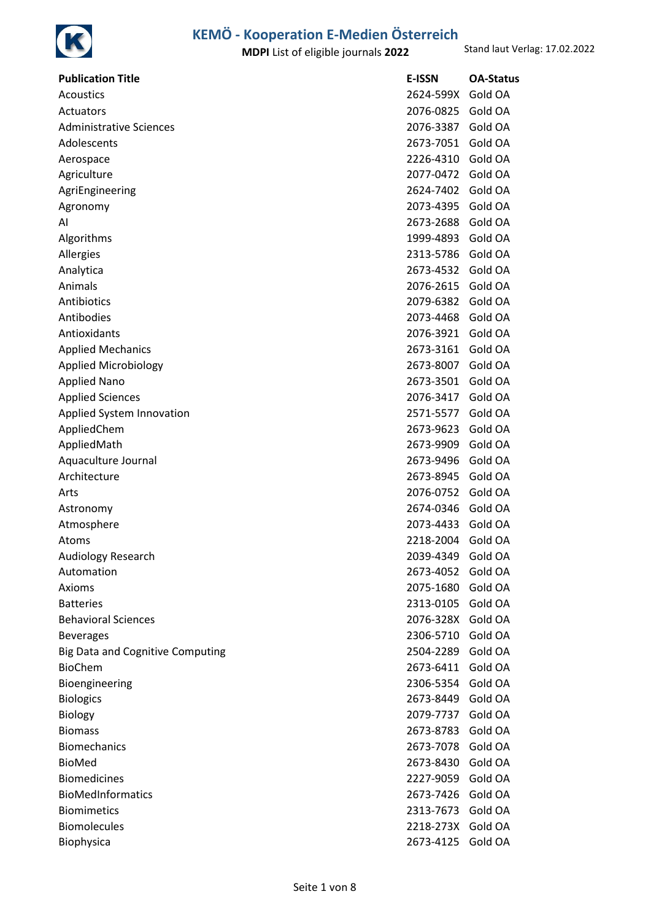# KEMÖ - Kooperation E-Medien Österreich

**MDPI** List of eligible journals **2022**

Stand laut Verlag: 17.02.2022

| Publication Title | E-ISSN | OA-Status |
|---|---|---|
| Acoustics | 2624-599X | Gold OA |
| Actuators | 2076-0825 | Gold OA |
| Administrative Sciences | 2076-3387 | Gold OA |
| Adolescents | 2673-7051 | Gold OA |
| Aerospace | 2226-4310 | Gold OA |
| Agriculture | 2077-0472 | Gold OA |
| AgriEngineering | 2624-7402 | Gold OA |
| Agronomy | 2073-4395 | Gold OA |
| AI | 2673-2688 | Gold OA |
| Algorithms | 1999-4893 | Gold OA |
| Allergies | 2313-5786 | Gold OA |
| Analytica | 2673-4532 | Gold OA |
| Animals | 2076-2615 | Gold OA |
| Antibiotics | 2079-6382 | Gold OA |
| Antibodies | 2073-4468 | Gold OA |
| Antioxidants | 2076-3921 | Gold OA |
| Applied Mechanics | 2673-3161 | Gold OA |
| Applied Microbiology | 2673-8007 | Gold OA |
| Applied Nano | 2673-3501 | Gold OA |
| Applied Sciences | 2076-3417 | Gold OA |
| Applied System Innovation | 2571-5577 | Gold OA |
| AppliedChem | 2673-9623 | Gold OA |
| AppliedMath | 2673-9909 | Gold OA |
| Aquaculture Journal | 2673-9496 | Gold OA |
| Architecture | 2673-8945 | Gold OA |
| Arts | 2076-0752 | Gold OA |
| Astronomy | 2674-0346 | Gold OA |
| Atmosphere | 2073-4433 | Gold OA |
| Atoms | 2218-2004 | Gold OA |
| Audiology Research | 2039-4349 | Gold OA |
| Automation | 2673-4052 | Gold OA |
| Axioms | 2075-1680 | Gold OA |
| Batteries | 2313-0105 | Gold OA |
| Behavioral Sciences | 2076-328X | Gold OA |
| Beverages | 2306-5710 | Gold OA |
| Big Data and Cognitive Computing | 2504-2289 | Gold OA |
| BioChem | 2673-6411 | Gold OA |
| Bioengineering | 2306-5354 | Gold OA |
| Biologics | 2673-8449 | Gold OA |
| Biology | 2079-7737 | Gold OA |
| Biomass | 2673-8783 | Gold OA |
| Biomechanics | 2673-7078 | Gold OA |
| BioMed | 2673-8430 | Gold OA |
| Biomedicines | 2227-9059 | Gold OA |
| BioMedInformatics | 2673-7426 | Gold OA |
| Biomimetics | 2313-7673 | Gold OA |
| Biomolecules | 2218-273X | Gold OA |
| Biophysica | 2673-4125 | Gold OA |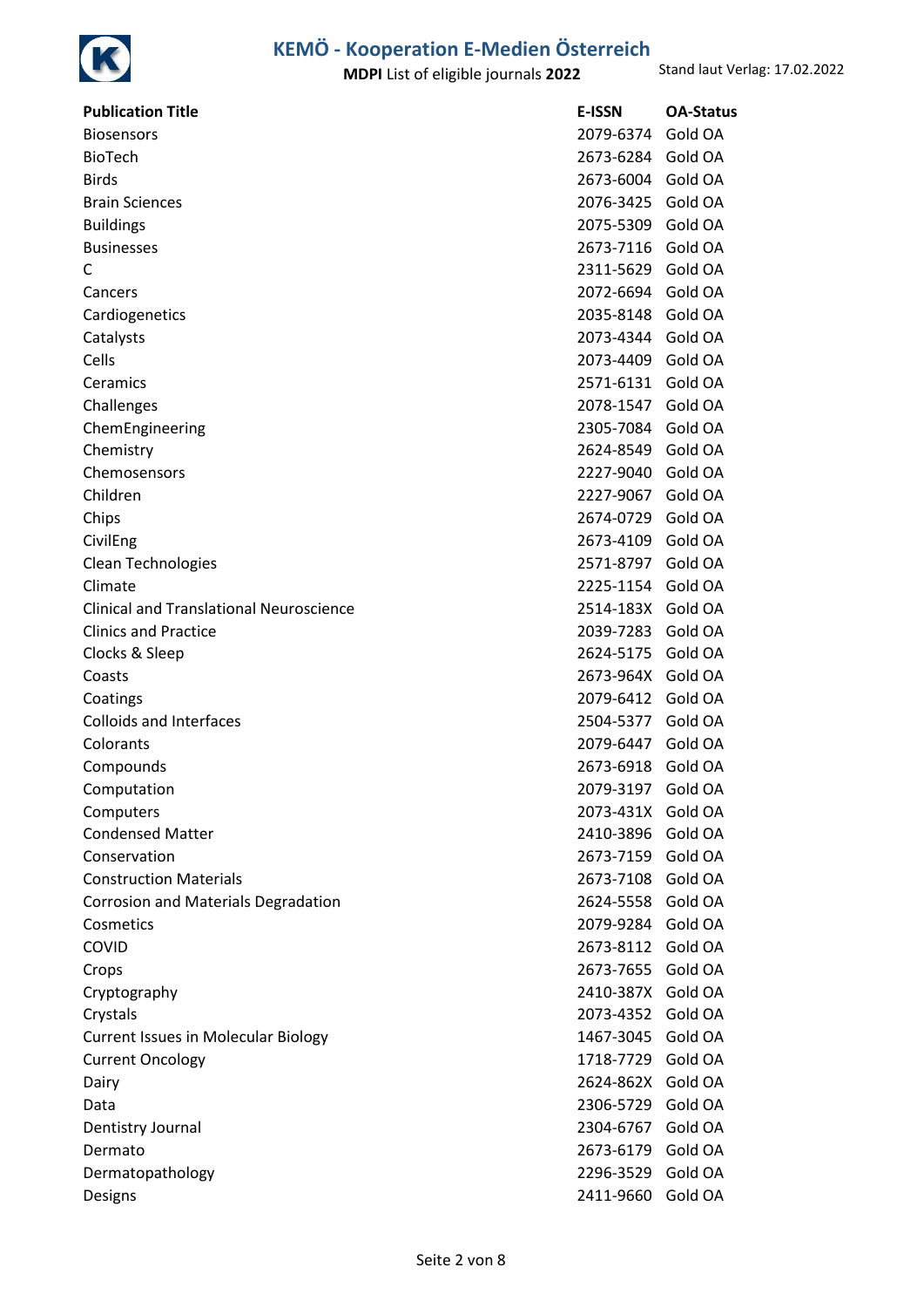| Publication Title | E-ISSN | OA-Status |
|---|---|---|
| Biosensors | 2079-6374 | Gold OA |
| BioTech | 2673-6284 | Gold OA |
| Birds | 2673-6004 | Gold OA |
| Brain Sciences | 2076-3425 | Gold OA |
| Buildings | 2075-5309 | Gold OA |
| Businesses | 2673-7116 | Gold OA |
| C | 2311-5629 | Gold OA |
| Cancers | 2072-6694 | Gold OA |
| Cardiogenetics | 2035-8148 | Gold OA |
| Catalysts | 2073-4344 | Gold OA |
| Cells | 2073-4409 | Gold OA |
| Ceramics | 2571-6131 | Gold OA |
| Challenges | 2078-1547 | Gold OA |
| ChemEngineering | 2305-7084 | Gold OA |
| Chemistry | 2624-8549 | Gold OA |
| Chemosensors | 2227-9040 | Gold OA |
| Children | 2227-9067 | Gold OA |
| Chips | 2674-0729 | Gold OA |
| CivilEng | 2673-4109 | Gold OA |
| Clean Technologies | 2571-8797 | Gold OA |
| Climate | 2225-1154 | Gold OA |
| Clinical and Translational Neuroscience | 2514-183X | Gold OA |
| Clinics and Practice | 2039-7283 | Gold OA |
| Clocks & Sleep | 2624-5175 | Gold OA |
| Coasts | 2673-964X | Gold OA |
| Coatings | 2079-6412 | Gold OA |
| Colloids and Interfaces | 2504-5377 | Gold OA |
| Colorants | 2079-6447 | Gold OA |
| Compounds | 2673-6918 | Gold OA |
| Computation | 2079-3197 | Gold OA |
| Computers | 2073-431X | Gold OA |
| Condensed Matter | 2410-3896 | Gold OA |
| Conservation | 2673-7159 | Gold OA |
| Construction Materials | 2673-7108 | Gold OA |
| Corrosion and Materials Degradation | 2624-5558 | Gold OA |
| Cosmetics | 2079-9284 | Gold OA |
| COVID | 2673-8112 | Gold OA |
| Crops | 2673-7655 | Gold OA |
| Cryptography | 2410-387X | Gold OA |
| Crystals | 2073-4352 | Gold OA |
| Current Issues in Molecular Biology | 1467-3045 | Gold OA |
| Current Oncology | 1718-7729 | Gold OA |
| Dairy | 2624-862X | Gold OA |
| Data | 2306-5729 | Gold OA |
| Dentistry Journal | 2304-6767 | Gold OA |
| Dermato | 2673-6179 | Gold OA |
| Dermatopathology | 2296-3529 | Gold OA |
| Designs | 2411-9660 | Gold OA |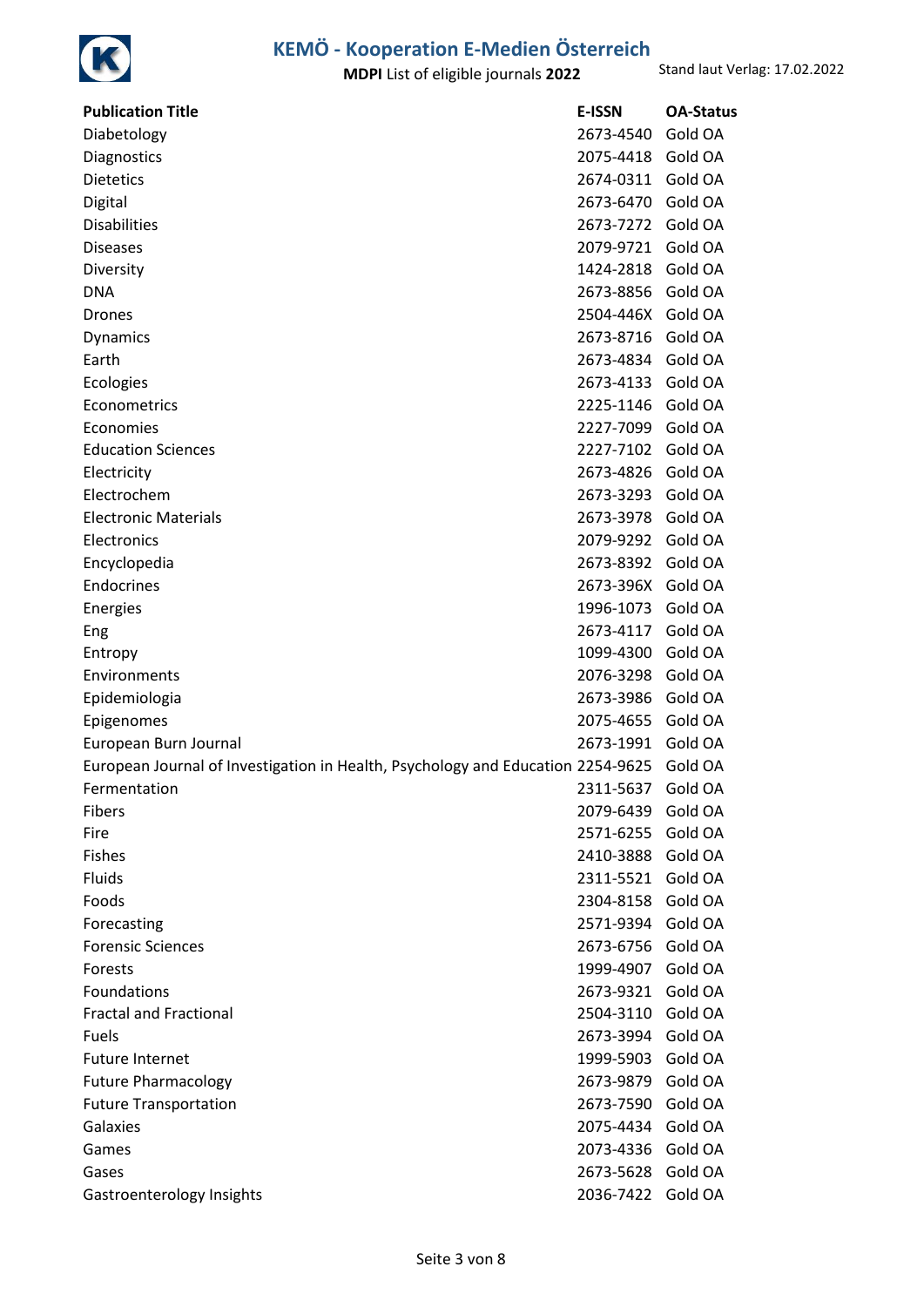| Publication Title | E-ISSN | OA-Status |
|---|---|---|
| Diabetology | 2673-4540 | Gold OA |
| Diagnostics | 2075-4418 | Gold OA |
| Dietetics | 2674-0311 | Gold OA |
| Digital | 2673-6470 | Gold OA |
| Disabilities | 2673-7272 | Gold OA |
| Diseases | 2079-9721 | Gold OA |
| Diversity | 1424-2818 | Gold OA |
| DNA | 2673-8856 | Gold OA |
| Drones | 2504-446X | Gold OA |
| Dynamics | 2673-8716 | Gold OA |
| Earth | 2673-4834 | Gold OA |
| Ecologies | 2673-4133 | Gold OA |
| Econometrics | 2225-1146 | Gold OA |
| Economies | 2227-7099 | Gold OA |
| Education Sciences | 2227-7102 | Gold OA |
| Electricity | 2673-4826 | Gold OA |
| Electrochem | 2673-3293 | Gold OA |
| Electronic Materials | 2673-3978 | Gold OA |
| Electronics | 2079-9292 | Gold OA |
| Encyclopedia | 2673-8392 | Gold OA |
| Endocrines | 2673-396X | Gold OA |
| Energies | 1996-1073 | Gold OA |
| Eng | 2673-4117 | Gold OA |
| Entropy | 1099-4300 | Gold OA |
| Environments | 2076-3298 | Gold OA |
| Epidemiologia | 2673-3986 | Gold OA |
| Epigenomes | 2075-4655 | Gold OA |
| European Burn Journal | 2673-1991 | Gold OA |
| European Journal of Investigation in Health, Psychology and Education | 2254-9625 | Gold OA |
| Fermentation | 2311-5637 | Gold OA |
| Fibers | 2079-6439 | Gold OA |
| Fire | 2571-6255 | Gold OA |
| Fishes | 2410-3888 | Gold OA |
| Fluids | 2311-5521 | Gold OA |
| Foods | 2304-8158 | Gold OA |
| Forecasting | 2571-9394 | Gold OA |
| Forensic Sciences | 2673-6756 | Gold OA |
| Forests | 1999-4907 | Gold OA |
| Foundations | 2673-9321 | Gold OA |
| Fractal and Fractional | 2504-3110 | Gold OA |
| Fuels | 2673-3994 | Gold OA |
| Future Internet | 1999-5903 | Gold OA |
| Future Pharmacology | 2673-9879 | Gold OA |
| Future Transportation | 2673-7590 | Gold OA |
| Galaxies | 2075-4434 | Gold OA |
| Games | 2073-4336 | Gold OA |
| Gases | 2673-5628 | Gold OA |
| Gastroenterology Insights | 2036-7422 | Gold OA |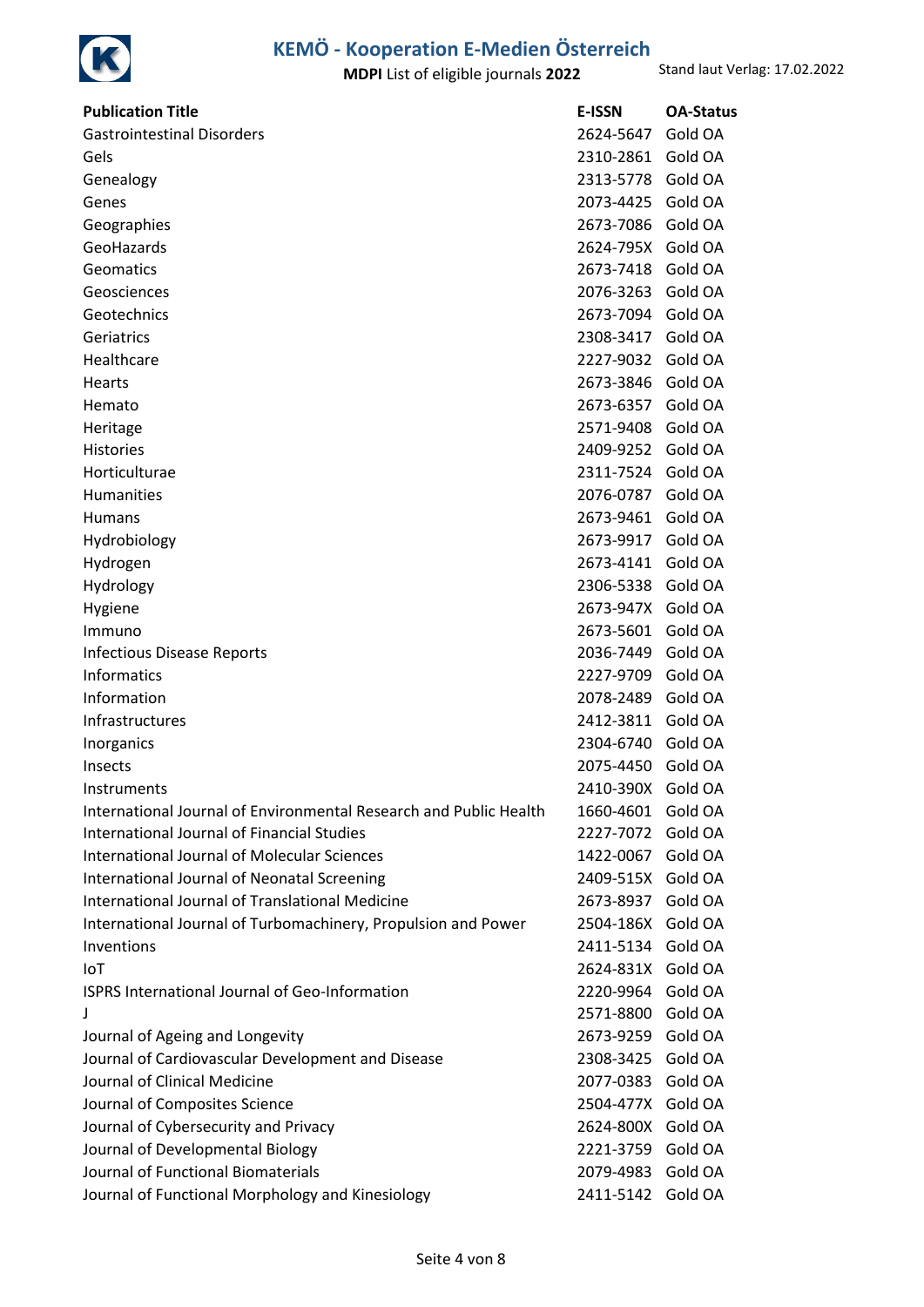| Publication Title | E-ISSN | OA-Status |
| --- | --- | --- |
| Gastrointestinal Disorders | 2624-5647 | Gold OA |
| Gels | 2310-2861 | Gold OA |
| Genealogy | 2313-5778 | Gold OA |
| Genes | 2073-4425 | Gold OA |
| Geographies | 2673-7086 | Gold OA |
| GeoHazards | 2624-795X | Gold OA |
| Geomatics | 2673-7418 | Gold OA |
| Geosciences | 2076-3263 | Gold OA |
| Geotechnics | 2673-7094 | Gold OA |
| Geriatrics | 2308-3417 | Gold OA |
| Healthcare | 2227-9032 | Gold OA |
| Hearts | 2673-3846 | Gold OA |
| Hemato | 2673-6357 | Gold OA |
| Heritage | 2571-9408 | Gold OA |
| Histories | 2409-9252 | Gold OA |
| Horticulturae | 2311-7524 | Gold OA |
| Humanities | 2076-0787 | Gold OA |
| Humans | 2673-9461 | Gold OA |
| Hydrobiology | 2673-9917 | Gold OA |
| Hydrogen | 2673-4141 | Gold OA |
| Hydrology | 2306-5338 | Gold OA |
| Hygiene | 2673-947X | Gold OA |
| Immuno | 2673-5601 | Gold OA |
| Infectious Disease Reports | 2036-7449 | Gold OA |
| Informatics | 2227-9709 | Gold OA |
| Information | 2078-2489 | Gold OA |
| Infrastructures | 2412-3811 | Gold OA |
| Inorganics | 2304-6740 | Gold OA |
| Insects | 2075-4450 | Gold OA |
| Instruments | 2410-390X | Gold OA |
| International Journal of Environmental Research and Public Health | 1660-4601 | Gold OA |
| International Journal of Financial Studies | 2227-7072 | Gold OA |
| International Journal of Molecular Sciences | 1422-0067 | Gold OA |
| International Journal of Neonatal Screening | 2409-515X | Gold OA |
| International Journal of Translational Medicine | 2673-8937 | Gold OA |
| International Journal of Turbomachinery, Propulsion and Power | 2504-186X | Gold OA |
| Inventions | 2411-5134 | Gold OA |
| IoT | 2624-831X | Gold OA |
| ISPRS International Journal of Geo-Information | 2220-9964 | Gold OA |
| J | 2571-8800 | Gold OA |
| Journal of Ageing and Longevity | 2673-9259 | Gold OA |
| Journal of Cardiovascular Development and Disease | 2308-3425 | Gold OA |
| Journal of Clinical Medicine | 2077-0383 | Gold OA |
| Journal of Composites Science | 2504-477X | Gold OA |
| Journal of Cybersecurity and Privacy | 2624-800X | Gold OA |
| Journal of Developmental Biology | 2221-3759 | Gold OA |
| Journal of Functional Biomaterials | 2079-4983 | Gold OA |
| Journal of Functional Morphology and Kinesiology | 2411-5142 | Gold OA |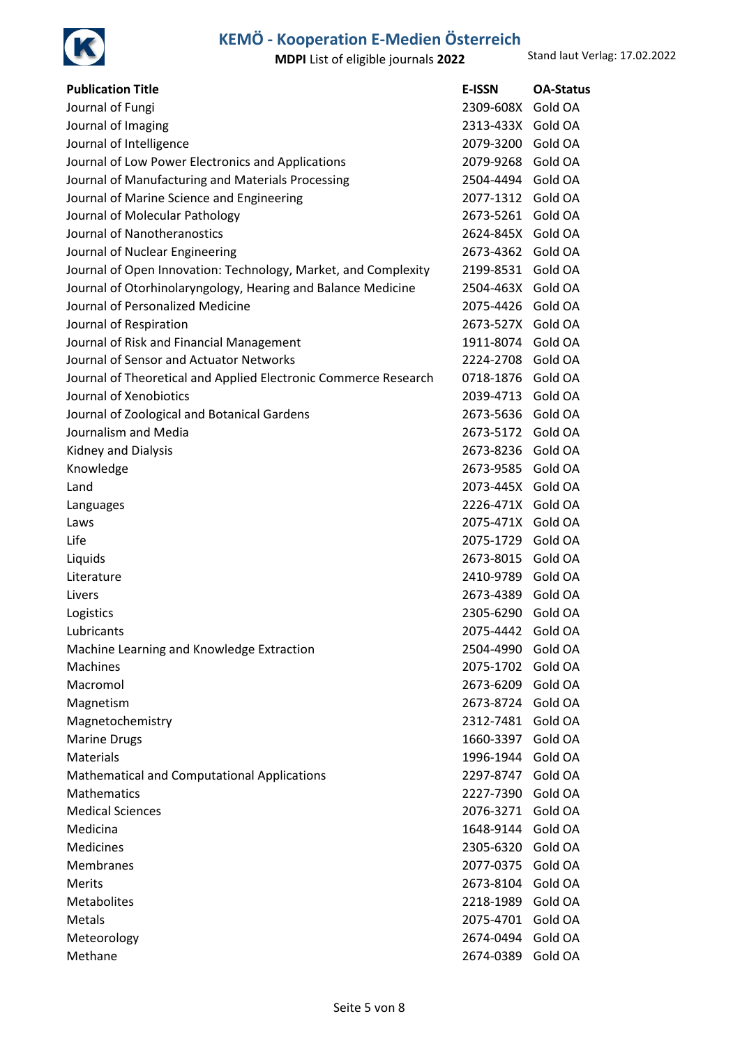| Publication Title | E-ISSN | OA-Status |
| --- | --- | --- |
| Journal of Fungi | 2309-608X | Gold OA |
| Journal of Imaging | 2313-433X | Gold OA |
| Journal of Intelligence | 2079-3200 | Gold OA |
| Journal of Low Power Electronics and Applications | 2079-9268 | Gold OA |
| Journal of Manufacturing and Materials Processing | 2504-4494 | Gold OA |
| Journal of Marine Science and Engineering | 2077-1312 | Gold OA |
| Journal of Molecular Pathology | 2673-5261 | Gold OA |
| Journal of Nanotheranostics | 2624-845X | Gold OA |
| Journal of Nuclear Engineering | 2673-4362 | Gold OA |
| Journal of Open Innovation: Technology, Market, and Complexity | 2199-8531 | Gold OA |
| Journal of Otorhinolaryngology, Hearing and Balance Medicine | 2504-463X | Gold OA |
| Journal of Personalized Medicine | 2075-4426 | Gold OA |
| Journal of Respiration | 2673-527X | Gold OA |
| Journal of Risk and Financial Management | 1911-8074 | Gold OA |
| Journal of Sensor and Actuator Networks | 2224-2708 | Gold OA |
| Journal of Theoretical and Applied Electronic Commerce Research | 0718-1876 | Gold OA |
| Journal of Xenobiotics | 2039-4713 | Gold OA |
| Journal of Zoological and Botanical Gardens | 2673-5636 | Gold OA |
| Journalism and Media | 2673-5172 | Gold OA |
| Kidney and Dialysis | 2673-8236 | Gold OA |
| Knowledge | 2673-9585 | Gold OA |
| Land | 2073-445X | Gold OA |
| Languages | 2226-471X | Gold OA |
| Laws | 2075-471X | Gold OA |
| Life | 2075-1729 | Gold OA |
| Liquids | 2673-8015 | Gold OA |
| Literature | 2410-9789 | Gold OA |
| Livers | 2673-4389 | Gold OA |
| Logistics | 2305-6290 | Gold OA |
| Lubricants | 2075-4442 | Gold OA |
| Machine Learning and Knowledge Extraction | 2504-4990 | Gold OA |
| Machines | 2075-1702 | Gold OA |
| Macromol | 2673-6209 | Gold OA |
| Magnetism | 2673-8724 | Gold OA |
| Magnetochemistry | 2312-7481 | Gold OA |
| Marine Drugs | 1660-3397 | Gold OA |
| Materials | 1996-1944 | Gold OA |
| Mathematical and Computational Applications | 2297-8747 | Gold OA |
| Mathematics | 2227-7390 | Gold OA |
| Medical Sciences | 2076-3271 | Gold OA |
| Medicina | 1648-9144 | Gold OA |
| Medicines | 2305-6320 | Gold OA |
| Membranes | 2077-0375 | Gold OA |
| Merits | 2673-8104 | Gold OA |
| Metabolites | 2218-1989 | Gold OA |
| Metals | 2075-4701 | Gold OA |
| Meteorology | 2674-0494 | Gold OA |
| Methane | 2674-0389 | Gold OA |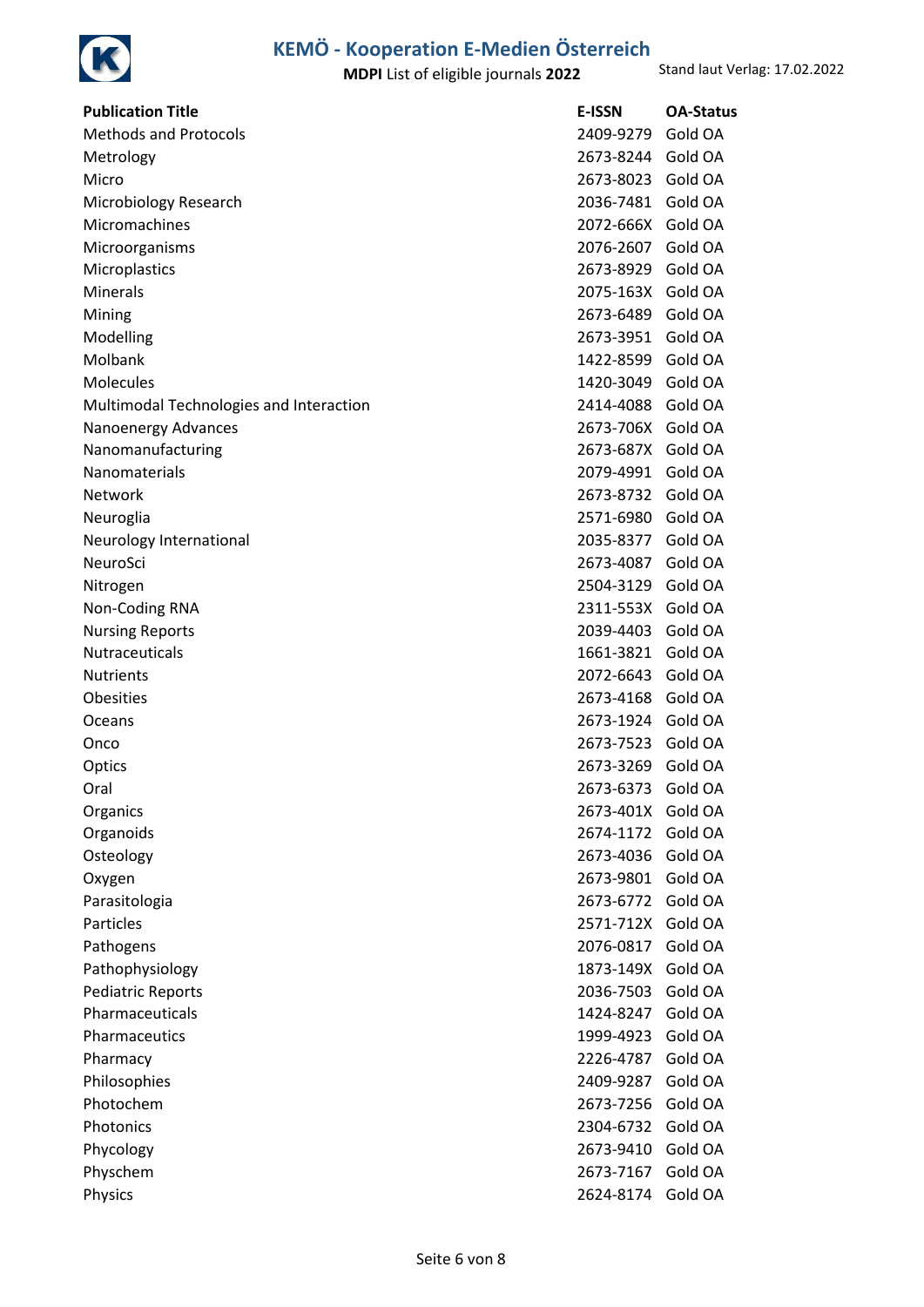| Publication Title | E-ISSN | OA-Status |
|---|---|---|
| Methods and Protocols | 2409-9279 | Gold OA |
| Metrology | 2673-8244 | Gold OA |
| Micro | 2673-8023 | Gold OA |
| Microbiology Research | 2036-7481 | Gold OA |
| Micromachines | 2072-666X | Gold OA |
| Microorganisms | 2076-2607 | Gold OA |
| Microplastics | 2673-8929 | Gold OA |
| Minerals | 2075-163X | Gold OA |
| Mining | 2673-6489 | Gold OA |
| Modelling | 2673-3951 | Gold OA |
| Molbank | 1422-8599 | Gold OA |
| Molecules | 1420-3049 | Gold OA |
| Multimodal Technologies and Interaction | 2414-4088 | Gold OA |
| Nanoenergy Advances | 2673-706X | Gold OA |
| Nanomanufacturing | 2673-687X | Gold OA |
| Nanomaterials | 2079-4991 | Gold OA |
| Network | 2673-8732 | Gold OA |
| Neuroglia | 2571-6980 | Gold OA |
| Neurology International | 2035-8377 | Gold OA |
| NeuroSci | 2673-4087 | Gold OA |
| Nitrogen | 2504-3129 | Gold OA |
| Non-Coding RNA | 2311-553X | Gold OA |
| Nursing Reports | 2039-4403 | Gold OA |
| Nutraceuticals | 1661-3821 | Gold OA |
| Nutrients | 2072-6643 | Gold OA |
| Obesities | 2673-4168 | Gold OA |
| Oceans | 2673-1924 | Gold OA |
| Onco | 2673-7523 | Gold OA |
| Optics | 2673-3269 | Gold OA |
| Oral | 2673-6373 | Gold OA |
| Organics | 2673-401X | Gold OA |
| Organoids | 2674-1172 | Gold OA |
| Osteology | 2673-4036 | Gold OA |
| Oxygen | 2673-9801 | Gold OA |
| Parasitologia | 2673-6772 | Gold OA |
| Particles | 2571-712X | Gold OA |
| Pathogens | 2076-0817 | Gold OA |
| Pathophysiology | 1873-149X | Gold OA |
| Pediatric Reports | 2036-7503 | Gold OA |
| Pharmaceuticals | 1424-8247 | Gold OA |
| Pharmaceutics | 1999-4923 | Gold OA |
| Pharmacy | 2226-4787 | Gold OA |
| Philosophies | 2409-9287 | Gold OA |
| Photochem | 2673-7256 | Gold OA |
| Photonics | 2304-6732 | Gold OA |
| Phycology | 2673-9410 | Gold OA |
| Physchem | 2673-7167 | Gold OA |
| Physics | 2624-8174 | Gold OA |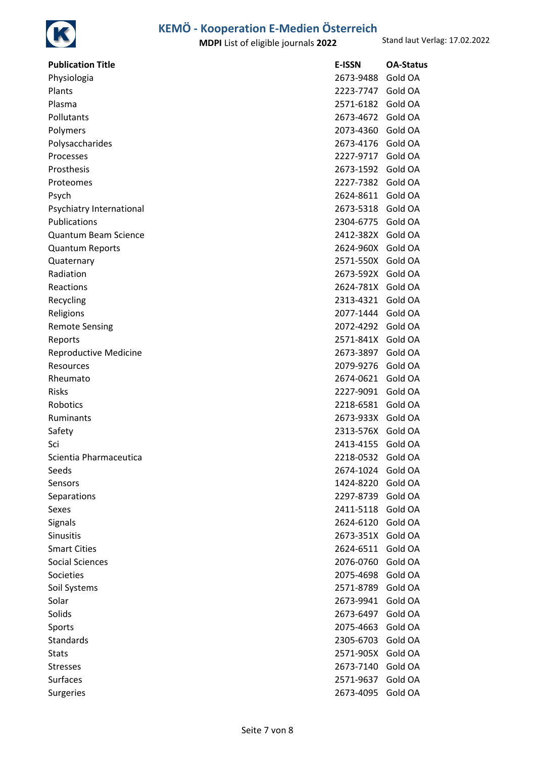| Publication Title | E-ISSN | OA-Status |
|---|---|---|
| Physiologia | 2673-9488 | Gold OA |
| Plants | 2223-7747 | Gold OA |
| Plasma | 2571-6182 | Gold OA |
| Pollutants | 2673-4672 | Gold OA |
| Polymers | 2073-4360 | Gold OA |
| Polysaccharides | 2673-4176 | Gold OA |
| Processes | 2227-9717 | Gold OA |
| Prosthesis | 2673-1592 | Gold OA |
| Proteomes | 2227-7382 | Gold OA |
| Psych | 2624-8611 | Gold OA |
| Psychiatry International | 2673-5318 | Gold OA |
| Publications | 2304-6775 | Gold OA |
| Quantum Beam Science | 2412-382X | Gold OA |
| Quantum Reports | 2624-960X | Gold OA |
| Quaternary | 2571-550X | Gold OA |
| Radiation | 2673-592X | Gold OA |
| Reactions | 2624-781X | Gold OA |
| Recycling | 2313-4321 | Gold OA |
| Religions | 2077-1444 | Gold OA |
| Remote Sensing | 2072-4292 | Gold OA |
| Reports | 2571-841X | Gold OA |
| Reproductive Medicine | 2673-3897 | Gold OA |
| Resources | 2079-9276 | Gold OA |
| Rheumato | 2674-0621 | Gold OA |
| Risks | 2227-9091 | Gold OA |
| Robotics | 2218-6581 | Gold OA |
| Ruminants | 2673-933X | Gold OA |
| Safety | 2313-576X | Gold OA |
| Sci | 2413-4155 | Gold OA |
| Scientia Pharmaceutica | 2218-0532 | Gold OA |
| Seeds | 2674-1024 | Gold OA |
| Sensors | 1424-8220 | Gold OA |
| Separations | 2297-8739 | Gold OA |
| Sexes | 2411-5118 | Gold OA |
| Signals | 2624-6120 | Gold OA |
| Sinusitis | 2673-351X | Gold OA |
| Smart Cities | 2624-6511 | Gold OA |
| Social Sciences | 2076-0760 | Gold OA |
| Societies | 2075-4698 | Gold OA |
| Soil Systems | 2571-8789 | Gold OA |
| Solar | 2673-9941 | Gold OA |
| Solids | 2673-6497 | Gold OA |
| Sports | 2075-4663 | Gold OA |
| Standards | 2305-6703 | Gold OA |
| Stats | 2571-905X | Gold OA |
| Stresses | 2673-7140 | Gold OA |
| Surfaces | 2571-9637 | Gold OA |
| Surgeries | 2673-4095 | Gold OA |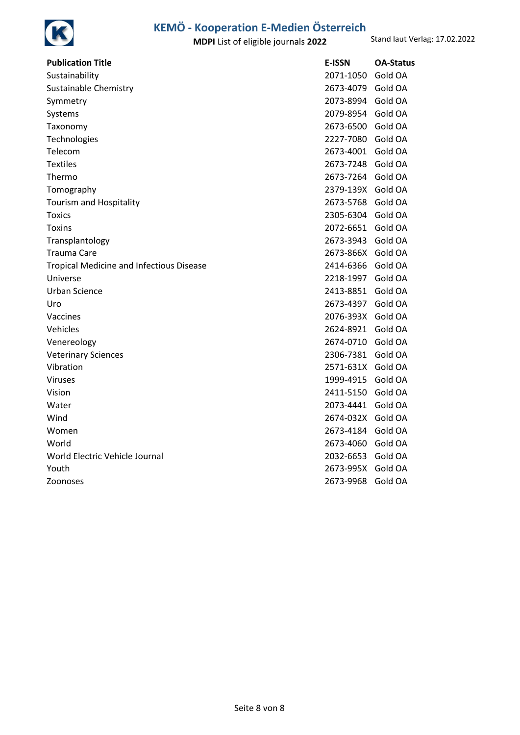| Publication Title | E-ISSN | OA-Status |
|---|---|---|
| Sustainability | 2071-1050 | Gold OA |
| Sustainable Chemistry | 2673-4079 | Gold OA |
| Symmetry | 2073-8994 | Gold OA |
| Systems | 2079-8954 | Gold OA |
| Taxonomy | 2673-6500 | Gold OA |
| Technologies | 2227-7080 | Gold OA |
| Telecom | 2673-4001 | Gold OA |
| Textiles | 2673-7248 | Gold OA |
| Thermo | 2673-7264 | Gold OA |
| Tomography | 2379-139X | Gold OA |
| Tourism and Hospitality | 2673-5768 | Gold OA |
| Toxics | 2305-6304 | Gold OA |
| Toxins | 2072-6651 | Gold OA |
| Transplantology | 2673-3943 | Gold OA |
| Trauma Care | 2673-866X | Gold OA |
| Tropical Medicine and Infectious Disease | 2414-6366 | Gold OA |
| Universe | 2218-1997 | Gold OA |
| Urban Science | 2413-8851 | Gold OA |
| Uro | 2673-4397 | Gold OA |
| Vaccines | 2076-393X | Gold OA |
| Vehicles | 2624-8921 | Gold OA |
| Venereology | 2674-0710 | Gold OA |
| Veterinary Sciences | 2306-7381 | Gold OA |
| Vibration | 2571-631X | Gold OA |
| Viruses | 1999-4915 | Gold OA |
| Vision | 2411-5150 | Gold OA |
| Water | 2073-4441 | Gold OA |
| Wind | 2674-032X | Gold OA |
| Women | 2673-4184 | Gold OA |
| World | 2673-4060 | Gold OA |
| World Electric Vehicle Journal | 2032-6653 | Gold OA |
| Youth | 2673-995X | Gold OA |
| Zoonoses | 2673-9968 | Gold OA |